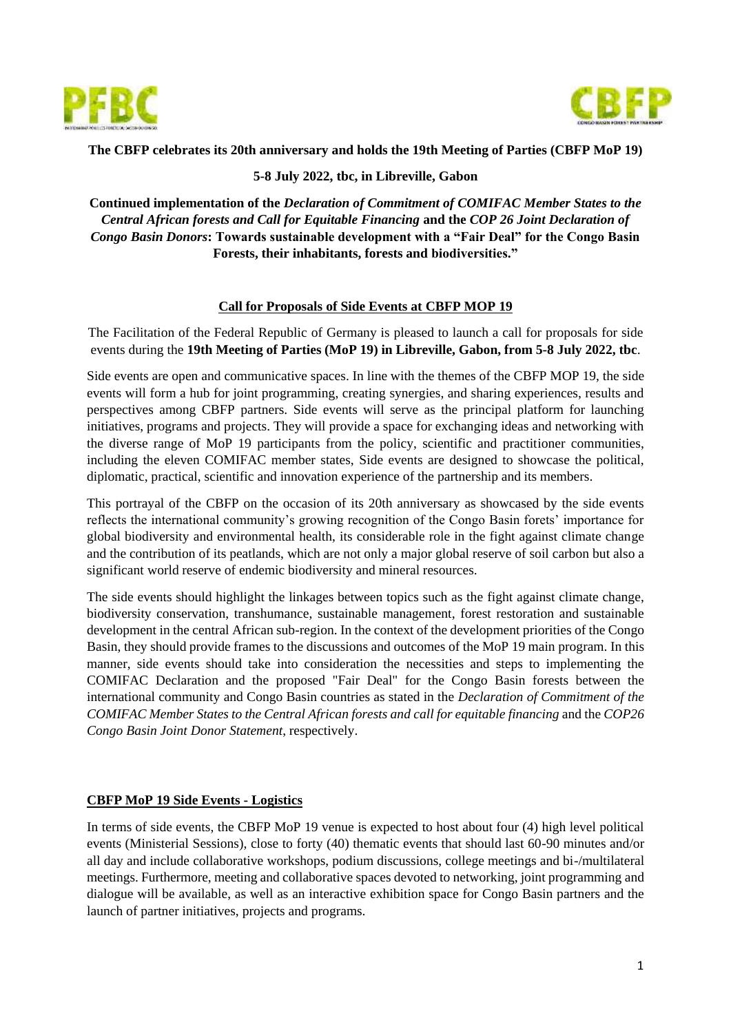**The CBFP celebrates its 20th anniversary and holds the 19th Meeting of Parties (CBFP MoP 19)**

**5-8 July 2022, tbc, in Libreville, Gabon**

**Continued implementation of the *Declaration of Commitment of COMIFAC Member States to the Central African forests and Call for Equitable Financing* and the *COP 26 Joint Declaration of Congo Basin Donors*: Towards sustainable development with a "Fair Deal" for the Congo Basin Forests, their inhabitants, forests and biodiversities."**

## Call for Proposals of Side Events at CBFP MOP 19

The Facilitation of the Federal Republic of Germany is pleased to launch a call for proposals for side events during the **19th Meeting of Parties (MoP 19) in Libreville, Gabon, from 5-8 July 2022, tbc**.

Side events are open and communicative spaces. In line with the themes of the CBFP MOP 19, the side events will form a hub for joint programming, creating synergies, and sharing experiences, results and perspectives among CBFP partners. Side events will serve as the principal platform for launching initiatives, programs and projects. They will provide a space for exchanging ideas and networking with the diverse range of MoP 19 participants from the policy, scientific and practitioner communities, including the eleven COMIFAC member states, Side events are designed to showcase the political, diplomatic, practical, scientific and innovation experience of the partnership and its members.

This portrayal of the CBFP on the occasion of its 20th anniversary as showcased by the side events reflects the international community's growing recognition of the Congo Basin forets' importance for global biodiversity and environmental health, its considerable role in the fight against climate change and the contribution of its peatlands, which are not only a major global reserve of soil carbon but also a significant world reserve of endemic biodiversity and mineral resources.

The side events should highlight the linkages between topics such as the fight against climate change, biodiversity conservation, transhumance, sustainable management, forest restoration and sustainable development in the central African sub-region. In the context of the development priorities of the Congo Basin, they should provide frames to the discussions and outcomes of the MoP 19 main program. In this manner, side events should take into consideration the necessities and steps to implementing the COMIFAC Declaration and the proposed "Fair Deal" for the Congo Basin forests between the international community and Congo Basin countries as stated in the *Declaration of Commitment of the COMIFAC Member States to the Central African forests and call for equitable financing* and the *COP26 Congo Basin Joint Donor Statement*, respectively.

## CBFP MoP 19 Side Events - Logistics

In terms of side events, the CBFP MoP 19 venue is expected to host about four (4) high level political events (Ministerial Sessions), close to forty (40) thematic events that should last 60-90 minutes and/or all day and include collaborative workshops, podium discussions, college meetings and bi-/multilateral meetings. Furthermore, meeting and collaborative spaces devoted to networking, joint programming and dialogue will be available, as well as an interactive exhibition space for Congo Basin partners and the launch of partner initiatives, projects and programs.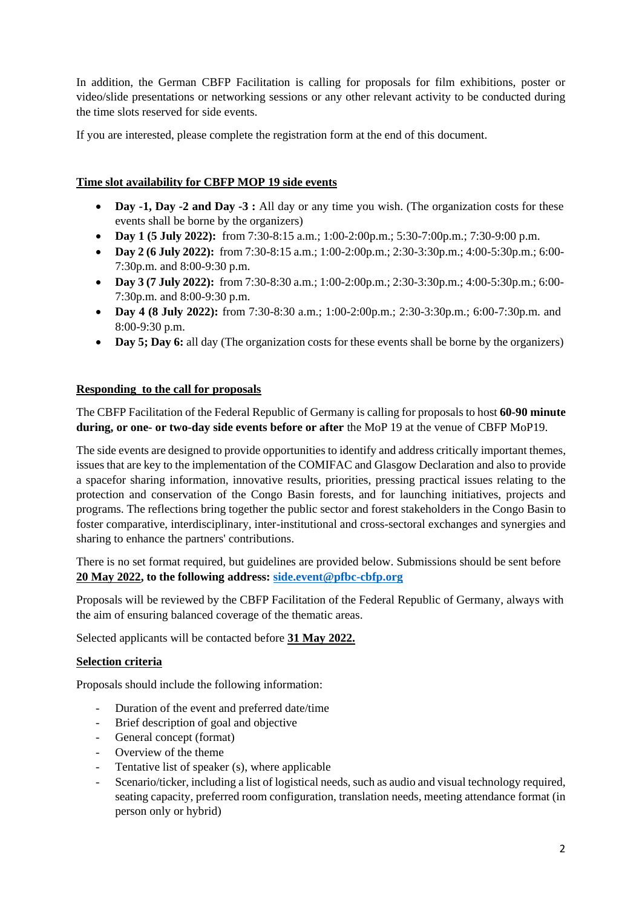In addition, the German CBFP Facilitation is calling for proposals for film exhibitions, poster or video/slide presentations or networking sessions or any other relevant activity to be conducted during the time slots reserved for side events.

If you are interested, please complete the registration form at the end of this document.

## Time slot availability for CBFP MOP 19 side events

- **Day -1, Day -2 and Day -3 :** All day or any time you wish. (The organization costs for these events shall be borne by the organizers)
- **Day 1 (5 July 2022):** from 7:30-8:15 a.m.; 1:00-2:00p.m.; 5:30-7:00p.m.; 7:30-9:00 p.m.
- **Day 2 (6 July 2022):** from 7:30-8:15 a.m.; 1:00-2:00p.m.; 2:30-3:30p.m.; 4:00-5:30p.m.; 6:00-7:30p.m. and 8:00-9:30 p.m.
- **Day 3 (7 July 2022):** from 7:30-8:30 a.m.; 1:00-2:00p.m.; 2:30-3:30p.m.; 4:00-5:30p.m.; 6:00-7:30p.m. and 8:00-9:30 p.m.
- **Day 4 (8 July 2022):** from 7:30-8:30 a.m.; 1:00-2:00p.m.; 2:30-3:30p.m.; 6:00-7:30p.m. and 8:00-9:30 p.m.
- **Day 5; Day 6:** all day (The organization costs for these events shall be borne by the organizers)

## Responding to the call for proposals

The CBFP Facilitation of the Federal Republic of Germany is calling for proposals to host **60-90 minute during, or one- or two-day side events before or after** the MoP 19 at the venue of CBFP MoP19.

The side events are designed to provide opportunities to identify and address critically important themes, issues that are key to the implementation of the COMIFAC and Glasgow Declaration and also to provide a spacefor sharing information, innovative results, priorities, pressing practical issues relating to the protection and conservation of the Congo Basin forests, and for launching initiatives, projects and programs. The reflections bring together the public sector and forest stakeholders in the Congo Basin to foster comparative, interdisciplinary, inter-institutional and cross-sectoral exchanges and synergies and sharing to enhance the partners' contributions.

There is no set format required, but guidelines are provided below. Submissions should be sent before **20 May 2022, to the following address: side.event@pfbc-cbfp.org**

Proposals will be reviewed by the CBFP Facilitation of the Federal Republic of Germany, always with the aim of ensuring balanced coverage of the thematic areas.

Selected applicants will be contacted before **31 May 2022.**

## Selection criteria

Proposals should include the following information:

- Duration of the event and preferred date/time
- Brief description of goal and objective
- General concept (format)
- Overview of the theme
- Tentative list of speaker (s), where applicable
- Scenario/ticker, including a list of logistical needs, such as audio and visual technology required, seating capacity, preferred room configuration, translation needs, meeting attendance format (in person only or hybrid)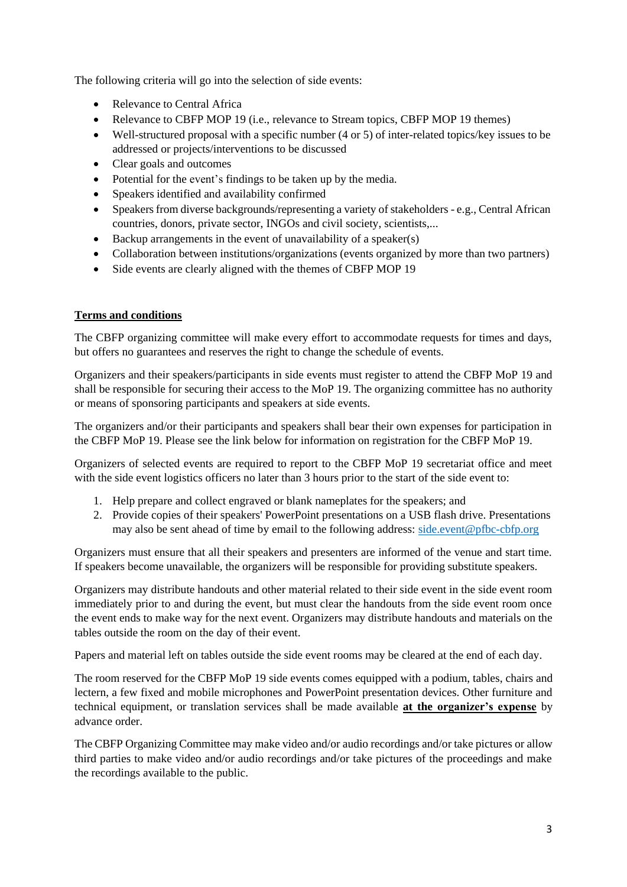The following criteria will go into the selection of side events:

- Relevance to Central Africa
- Relevance to CBFP MOP 19 (i.e., relevance to Stream topics, CBFP MOP 19 themes)
- Well-structured proposal with a specific number (4 or 5) of inter-related topics/key issues to be addressed or projects/interventions to be discussed
- Clear goals and outcomes
- Potential for the event's findings to be taken up by the media.
- Speakers identified and availability confirmed
- Speakers from diverse backgrounds/representing a variety of stakeholders - e.g., Central African countries, donors, private sector, INGOs and civil society, scientists,...
- Backup arrangements in the event of unavailability of a speaker(s)
- Collaboration between institutions/organizations (events organized by more than two partners)
- Side events are clearly aligned with the themes of CBFP MOP 19

## Terms and conditions

The CBFP organizing committee will make every effort to accommodate requests for times and days, but offers no guarantees and reserves the right to change the schedule of events.

Organizers and their speakers/participants in side events must register to attend the CBFP MoP 19 and shall be responsible for securing their access to the MoP 19. The organizing committee has no authority or means of sponsoring participants and speakers at side events.

The organizers and/or their participants and speakers shall bear their own expenses for participation in the CBFP MoP 19. Please see the link below for information on registration for the CBFP MoP 19.

Organizers of selected events are required to report to the CBFP MoP 19 secretariat office and meet with the side event logistics officers no later than 3 hours prior to the start of the side event to:

1. Help prepare and collect engraved or blank nameplates for the speakers; and
2. Provide copies of their speakers' PowerPoint presentations on a USB flash drive. Presentations may also be sent ahead of time by email to the following address: side.event@pfbc-cbfp.org

Organizers must ensure that all their speakers and presenters are informed of the venue and start time. If speakers become unavailable, the organizers will be responsible for providing substitute speakers.

Organizers may distribute handouts and other material related to their side event in the side event room immediately prior to and during the event, but must clear the handouts from the side event room once the event ends to make way for the next event. Organizers may distribute handouts and materials on the tables outside the room on the day of their event.

Papers and material left on tables outside the side event rooms may be cleared at the end of each day.

The room reserved for the CBFP MoP 19 side events comes equipped with a podium, tables, chairs and lectern, a few fixed and mobile microphones and PowerPoint presentation devices. Other furniture and technical equipment, or translation services shall be made available **at the organizer's expense** by advance order.

The CBFP Organizing Committee may make video and/or audio recordings and/or take pictures or allow third parties to make video and/or audio recordings and/or take pictures of the proceedings and make the recordings available to the public.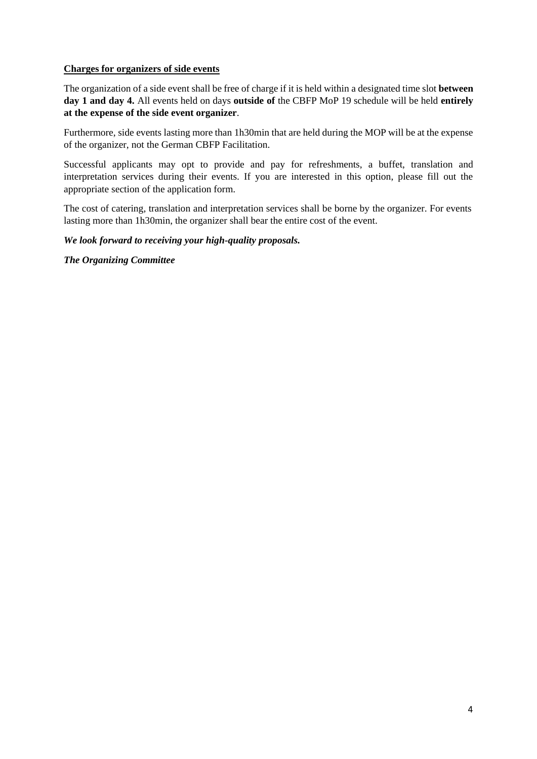**Charges for organizers of side events**

The organization of a side event shall be free of charge if it is held within a designated time slot **between day 1 and day 4.** All events held on days **outside of** the CBFP MoP 19 schedule will be held **entirely at the expense of the side event organizer**.

Furthermore, side events lasting more than 1h30min that are held during the MOP will be at the expense of the organizer, not the German CBFP Facilitation.

Successful applicants may opt to provide and pay for refreshments, a buffet, translation and interpretation services during their events. If you are interested in this option, please fill out the appropriate section of the application form.

The cost of catering, translation and interpretation services shall be borne by the organizer. For events lasting more than 1h30min, the organizer shall bear the entire cost of the event.

***We look forward to receiving your high-quality proposals.***

***The Organizing Committee***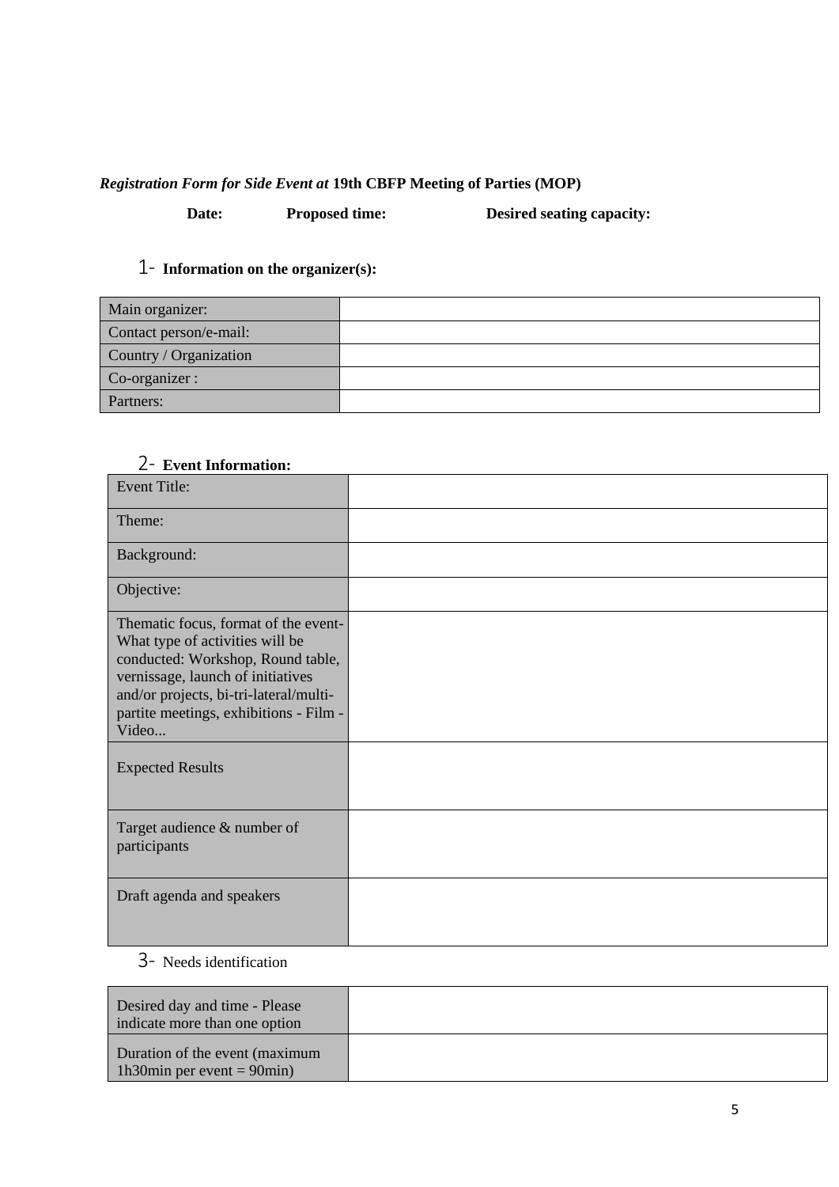*Registration Form for Side Event at* **19th CBFP Meeting of Parties (MOP)**

**Date:** **Proposed time:** **Desired seating capacity:**

1- **Information on the organizer(s):**

| Main organizer: | |
|---|---|
| Contact person/e-mail: | |
| Country / Organization | |
| Co-organizer : | |
| Partners: | |

2- **Event Information:**

| Event Title: | |
|---|---|
| Theme: | |
| Background: | |
| Objective: | |
| Thematic focus, format of the event- What type of activities will be conducted: Workshop, Round table, vernissage, launch of initiatives and/or projects, bi-tri-lateral/multi-partite meetings, exhibitions - Film - Video... | |
| Expected Results | |
| Target audience & number of participants | |
| Draft agenda and speakers | |

3- Needs identification

| Desired day and time - Please indicate more than one option | |
|---|---|
| Duration of the event (maximum 1h30min per event = 90min) | |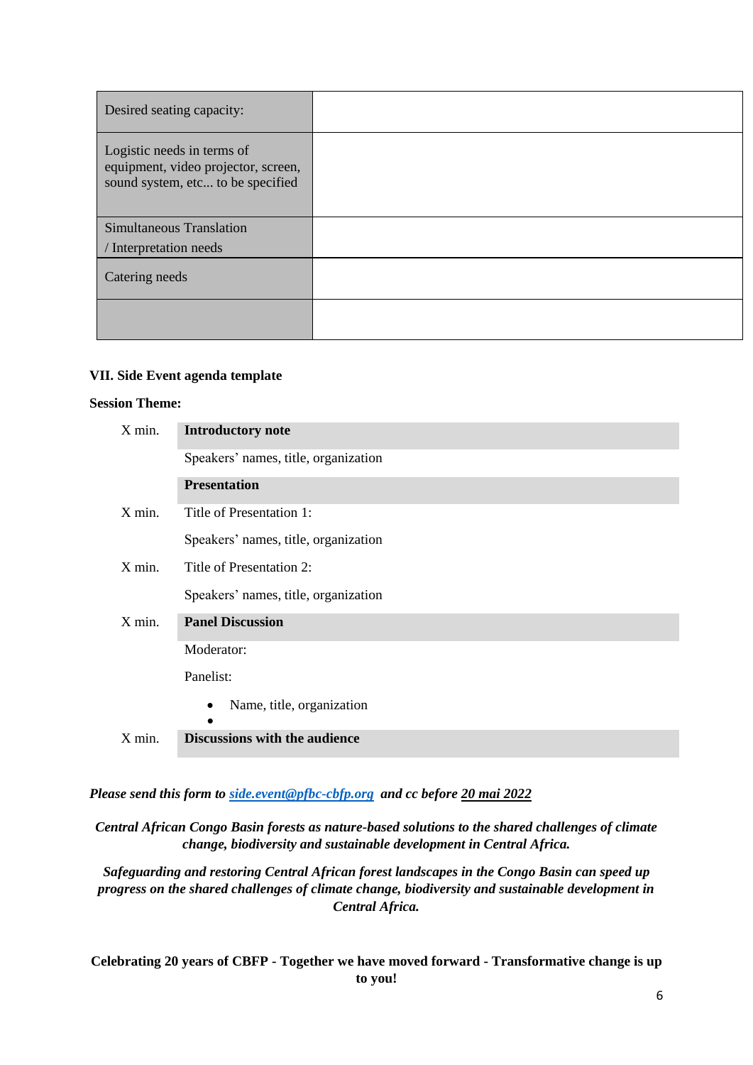| | |
|---|---|
| Desired seating capacity: | |
| Logistic needs in terms of equipment, video projector, screen, sound system, etc... to be specified | |
| Simultaneous Translation / Interpretation needs | |
| Catering needs | |
| | |

**VII. Side Event agenda template**

**Session Theme:**

| | |
|---|---|
| X min. | **Introductory note** |
| | Speakers' names, title, organization |
| | **Presentation** |
| X min. | Title of Presentation 1: |
| | Speakers' names, title, organization |
| X min. | Title of Presentation 2: |
| | Speakers' names, title, organization |
| X min. | **Panel Discussion** |
| | Moderator: |
| | Panelist:<br>• Name, title, organization<br>• |
| X min. | **Discussions with the audience** |

***Please send this form to [side.event@pfbc-cbfp.org](mailto:side.event@pfbc-cbfp.org) and cc before 20 mai 2022***

***Central African Congo Basin forests as nature-based solutions to the shared challenges of climate change, biodiversity and sustainable development in Central Africa.***

***Safeguarding and restoring Central African forest landscapes in the Congo Basin can speed up progress on the shared challenges of climate change, biodiversity and sustainable development in Central Africa.***

**Celebrating 20 years of CBFP - Together we have moved forward - Transformative change is up to you!**